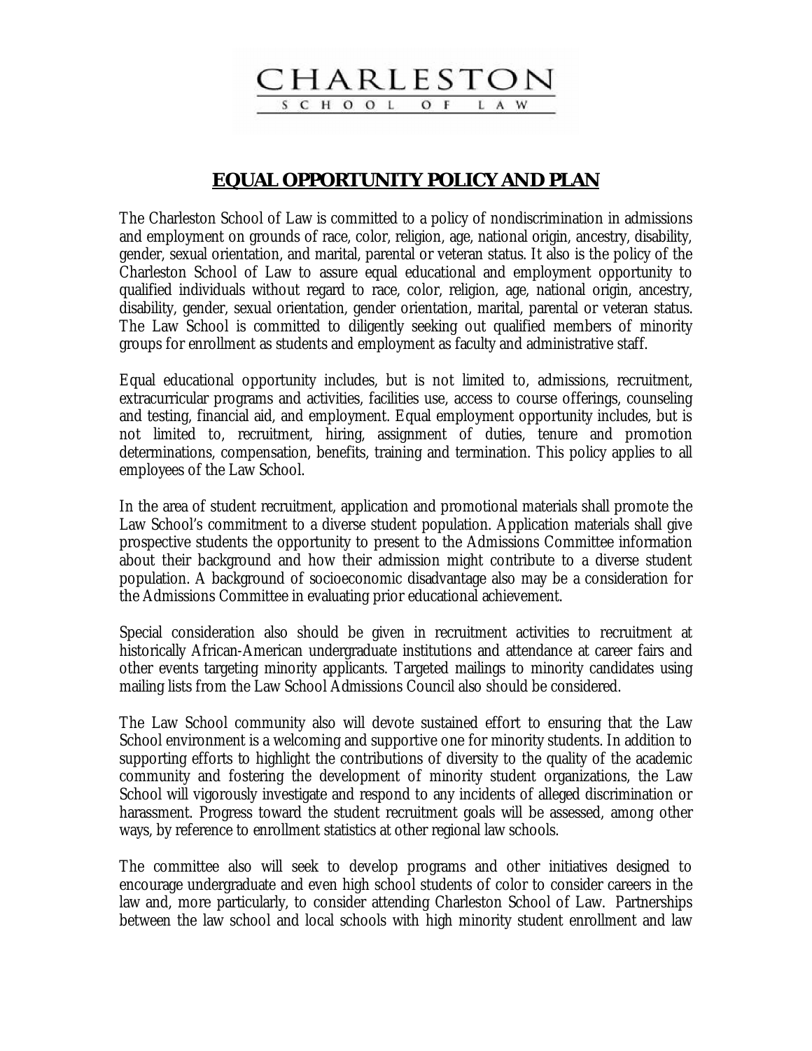# CHARLESTON

SCHOOL OF LAW

## EQUAL OPPORTUNITY POLICY AND PLAN

The Charleston School of Law is committed to a policy of nondiscrimination in admissions and employment on grounds of race, color, religion, age, national origin, ancestry, disability, gender, sexual orientation, and marital, parental or veteran status. It also is the policy of the Charleston School of Law to assure equal educational and employment opportunity to qualified individuals without regard to race, color, religion, age, national origin, ancestry, disability, gender, sexual orientation, gender orientation, marital, parental or veteran status. The Law School is committed to diligently seeking out qualified members of minority groups for enrollment as students and employment as faculty and administrative staff.

Equal educational opportunity includes, but is not limited to, admissions, recruitment, extracurricular programs and activities, facilities use, access to course offerings, counseling and testing, financial aid, and employment. Equal employment opportunity includes, but is not limited to, recruitment, hiring, assignment of duties, tenure and promotion determinations, compensation, benefits, training and termination. This policy applies to all employees of the Law School.

In the area of student recruitment, application and promotional materials shall promote the Law School's commitment to a diverse student population. Application materials shall give prospective students the opportunity to present to the Admissions Committee information about their background and how their admission might contribute to a diverse student population. A background of socioeconomic disadvantage also may be a consideration for the Admissions Committee in evaluating prior educational achievement.

Special consideration also should be given in recruitment activities to recruitment at historically African-American undergraduate institutions and attendance at career fairs and other events targeting minority applicants. Targeted mailings to minority candidates using mailing lists from the Law School Admissions Council also should be considered.

The Law School community also will devote sustained effort to ensuring that the Law School environment is a welcoming and supportive one for minority students. In addition to supporting efforts to highlight the contributions of diversity to the quality of the academic community and fostering the development of minority student organizations, the Law School will vigorously investigate and respond to any incidents of alleged discrimination or harassment. Progress toward the student recruitment goals will be assessed, among other ways, by reference to enrollment statistics at other regional law schools.

The committee also will seek to develop programs and other initiatives designed to encourage undergraduate and even high school students of color to consider careers in the law and, more particularly, to consider attending Charleston School of Law. Partnerships between the law school and local schools with high minority student enrollment and law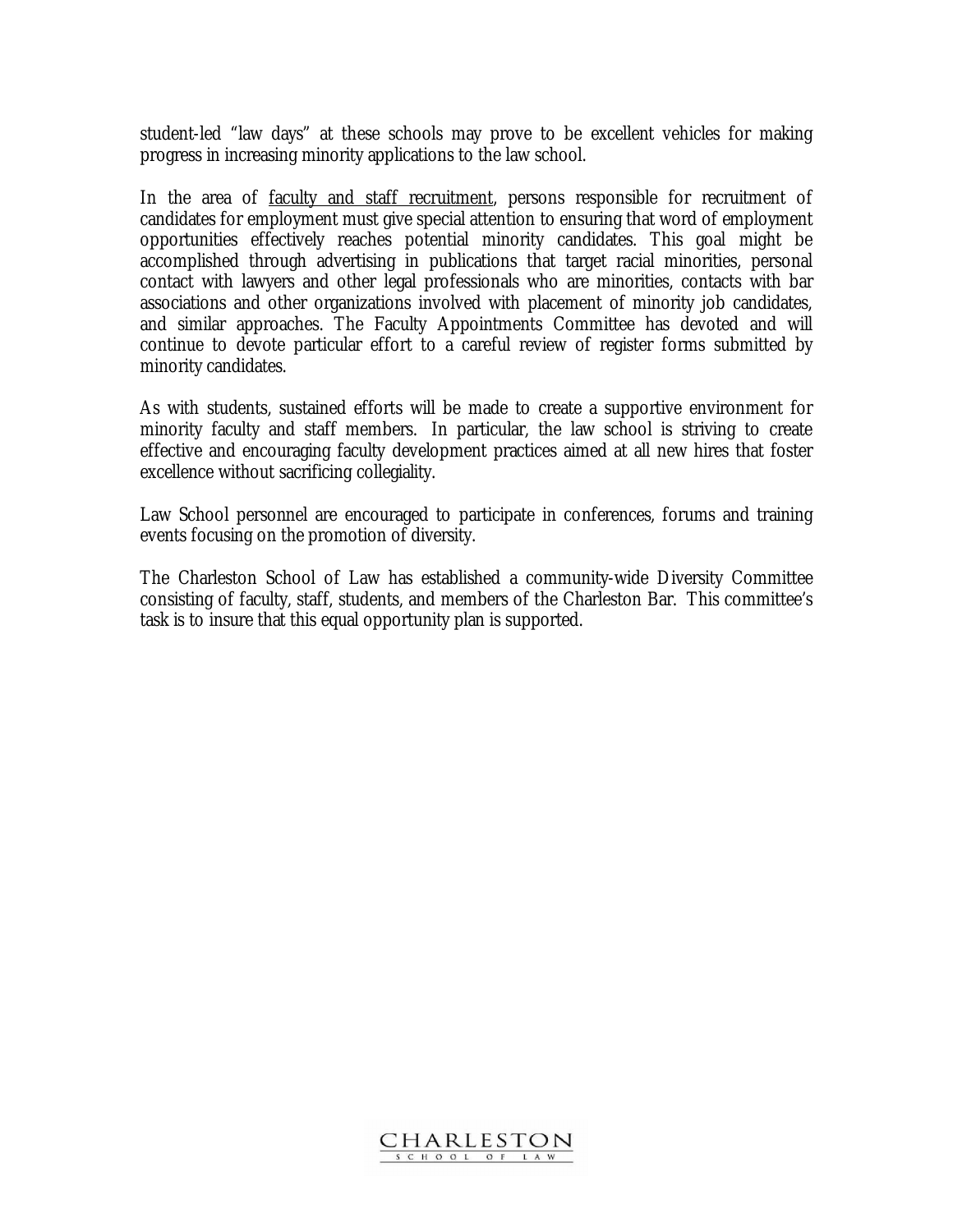student-led "law days" at these schools may prove to be excellent vehicles for making progress in increasing minority applications to the law school.

In the area of <u>faculty and staff recruitment</u>, persons responsible for recruitment of candidates for employment must give special attention to ensuring that word of employment opportunities effectively reaches potential minority candidates. This goal might be accomplished through advertising in publications that target racial minorities, personal contact with lawyers and other legal professionals who are minorities, contacts with bar associations and other organizations involved with placement of minority job candidates, and similar approaches. The Faculty Appointments Committee has devoted and will continue to devote particular effort to a careful review of register forms submitted by minority candidates.

As with students, sustained efforts will be made to create a supportive environment for minority faculty and staff members. In particular, the law school is striving to create effective and encouraging faculty development practices aimed at all new hires that foster excellence without sacrificing collegiality.

Law School personnel are encouraged to participate in conferences, forums and training events focusing on the promotion of diversity.

The Charleston School of Law has established a community-wide Diversity Committee consisting of faculty, staff, students, and members of the Charleston Bar. This committee's task is to insure that this equal opportunity plan is supported.